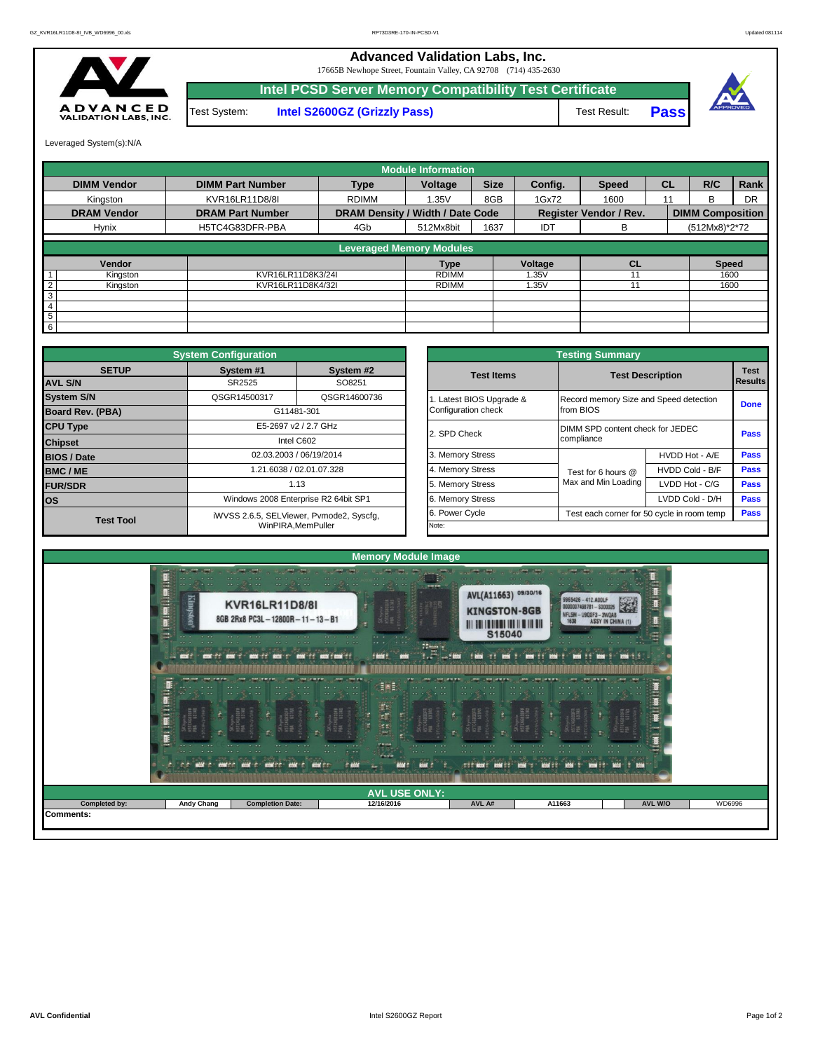# Advanced Validation Labs, Inc.

17665B Newhope Street, Fountain Valley, CA 92708 (714) 435-2630

## Intel PCSD Server Memory Compatibility Test Certificate

| Test System: | Intel S2600GZ (Grizzly Pass) | Test Result: | **Pass** |
|---|---|---|---|

Leveraged System(s):N/A

### Module Information

| DIMM Vendor | DIMM Part Number | Type | Voltage | Size | Config. | Speed | CL | R/C | Rank |
|---|---|---|---|---|---|---|---|---|---|
| Kingston | KVR16LR11D8/8I | RDIMM | 1.35V | 8GB | 1Gx72 | 1600 | 11 | B | DR |
| **DRAM Vendor** | **DRAM Part Number** | **DRAM Density / Width / Date Code** | | | **Register Vendor / Rev.** | | | **DIMM Composition** | |
| Hynix | H5TC4G83DFR-PBA | 4Gb | 512Mx8bit | 1637 | IDT | B | | (512Mx8)*2*72 | |

### Leveraged Memory Modules

| | Vendor | | Type | Voltage | CL | Speed |
|---|---|---|---|---|---|---|
| 1 | Kingston | KVR16LR11D8K3/24I | RDIMM | 1.35V | 11 | 1600 |
| 2 | Kingston | KVR16LR11D8K4/32I | RDIMM | 1.35V | 11 | 1600 |
| 3 | | | | | | |
| 4 | | | | | | |
| 5 | | | | | | |
| 6 | | | | | | |

### System Configuration

| SETUP | System #1 | System #2 |
|---|---|---|
| **AVL S/N** | SR2525 | SO8251 |
| **System S/N** | QSGR14500317 | QSGR14600736 |
| **Board Rev. (PBA)** | G11481-301 | |
| **CPU Type** | E5-2697 v2 / 2.7 GHz | |
| **Chipset** | Intel C602 | |
| **BIOS / Date** | 02.03.2003 / 06/19/2014 | |
| **BMC / ME** | 1.21.6038 / 02.01.07.328 | |
| **FUR/SDR** | 1.13 | |
| **OS** | Windows 2008 Enterprise R2 64bit SP1 | |
| **Test Tool** | iWVSS 2.6.5, SELViewer, Pvmode2, Syscfg, WinPIRA,MemPuller | |

### Testing Summary

| Test Items | Test Description | | Test Results |
|---|---|---|---|
| 1. Latest BIOS Upgrade & Configuration check | Record memory Size and Speed detection from BIOS | | **Done** |
| 2. SPD Check | DIMM SPD content check for JEDEC compliance | | **Pass** |
| 3. Memory Stress | Test for 6 hours @ Max and Min Loading | HVDD Hot - A/E | **Pass** |
| 4. Memory Stress | | HVDD Cold - B/F | **Pass** |
| 5. Memory Stress | | LVDD Hot - C/G | **Pass** |
| 6. Memory Stress | | LVDD Cold - D/H | **Pass** |
| 6. Power Cycle | Test each corner for 50 cycle in room temp | | **Pass** |
| Note: | | | |

### Memory Module Image

### AVL USE ONLY:

| Completed by: | Andy Chang | Completion Date: | 12/16/2016 | AVL A# | A11663 | AVL W/O | WD6996 |
|---|---|---|---|---|---|---|---|

**Comments:**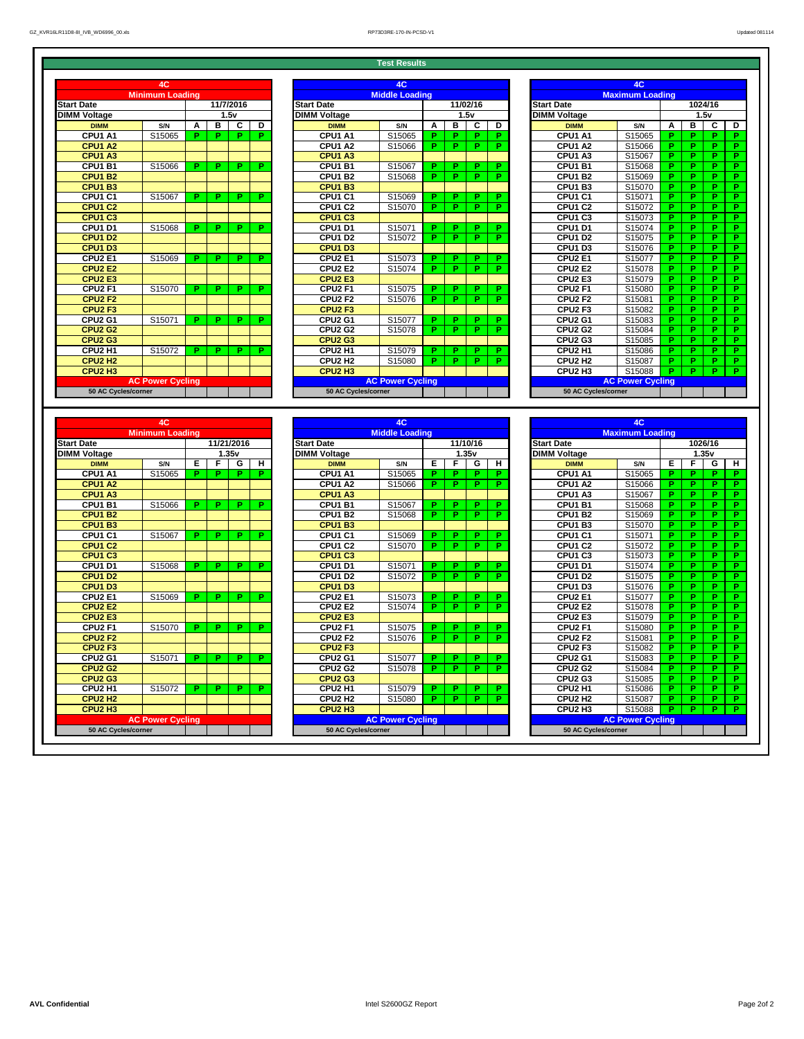## Test Results

| 4C Minimum Loading | | | | | |
|---|---|---|---|---|---|
| Start Date | | 11/7/2016 | | | |
| DIMM Voltage | | 1.5v | | | |
| DIMM | S/N | A | B | C | D |
| CPU1 A1 | S15065 | P | P | P | P |
| CPU1 A2 | | | | | |
| CPU1 A3 | | | | | |
| CPU1 B1 | S15066 | P | P | P | P |
| CPU1 B2 | | | | | |
| CPU1 B3 | | | | | |
| CPU1 C1 | S15067 | P | P | P | P |
| CPU1 C2 | | | | | |
| CPU1 C3 | | | | | |
| CPU1 D1 | S15068 | P | P | P | P |
| CPU1 D2 | | | | | |
| CPU1 D3 | | | | | |
| CPU2 E1 | S15069 | P | P | P | P |
| CPU2 E2 | | | | | |
| CPU2 E3 | | | | | |
| CPU2 F1 | S15070 | P | P | P | P |
| CPU2 F2 | | | | | |
| CPU2 F3 | | | | | |
| CPU2 G1 | S15071 | P | P | P | P |
| CPU2 G2 | | | | | |
| CPU2 G3 | | | | | |
| CPU2 H1 | S15072 | P | P | P | P |
| CPU2 H2 | | | | | |
| CPU2 H3 | | | | | |
| AC Power Cycling | | | | | |
| 50 AC Cycles/corner | | | | | |

| 4C Middle Loading | | | | | |
|---|---|---|---|---|---|
| Start Date | | 11/02/16 | | | |
| DIMM Voltage | | 1.5v | | | |
| DIMM | S/N | A | B | C | D |
| CPU1 A1 | S15065 | P | P | P | P |
| CPU1 A2 | S15066 | P | P | P | P |
| CPU1 A3 | | | | | |
| CPU1 B1 | S15067 | P | P | P | P |
| CPU1 B2 | S15068 | P | P | P | P |
| CPU1 B3 | | | | | |
| CPU1 C1 | S15069 | P | P | P | P |
| CPU1 C2 | S15070 | P | P | P | P |
| CPU1 C3 | | | | | |
| CPU1 D1 | S15071 | P | P | P | P |
| CPU1 D2 | S15072 | P | P | P | P |
| CPU1 D3 | | | | | |
| CPU2 E1 | S15073 | P | P | P | P |
| CPU2 E2 | S15074 | P | P | P | P |
| CPU2 E3 | | | | | |
| CPU2 F1 | S15075 | P | P | P | P |
| CPU2 F2 | S15076 | P | P | P | P |
| CPU2 F3 | | | | | |
| CPU2 G1 | S15077 | P | P | P | P |
| CPU2 G2 | S15078 | P | P | P | P |
| CPU2 G3 | | | | | |
| CPU2 H1 | S15079 | P | P | P | P |
| CPU2 H2 | S15080 | P | P | P | P |
| CPU2 H3 | | | | | |
| AC Power Cycling | | | | | |
| 50 AC Cycles/corner | | | | | |

| 4C Maximum Loading | | | | | |
|---|---|---|---|---|---|
| Start Date | | 1024/16 | | | |
| DIMM Voltage | | 1.5v | | | |
| DIMM | S/N | A | B | C | D |
| CPU1 A1 | S15065 | P | P | P | P |
| CPU1 A2 | S15066 | P | P | P | P |
| CPU1 A3 | S15067 | P | P | P | P |
| CPU1 B1 | S15068 | P | P | P | P |
| CPU1 B2 | S15069 | P | P | P | P |
| CPU1 B3 | S15070 | P | P | P | P |
| CPU1 C1 | S15071 | P | P | P | P |
| CPU1 C2 | S15072 | P | P | P | P |
| CPU1 C3 | S15073 | P | P | P | P |
| CPU1 D1 | S15074 | P | P | P | P |
| CPU1 D2 | S15075 | P | P | P | P |
| CPU1 D3 | S15076 | P | P | P | P |
| CPU2 E1 | S15077 | P | P | P | P |
| CPU2 E2 | S15078 | P | P | P | P |
| CPU2 E3 | S15079 | P | P | P | P |
| CPU2 F1 | S15080 | P | P | P | P |
| CPU2 F2 | S15081 | P | P | P | P |
| CPU2 F3 | S15082 | P | P | P | P |
| CPU2 G1 | S15083 | P | P | P | P |
| CPU2 G2 | S15084 | P | P | P | P |
| CPU2 G3 | S15085 | P | P | P | P |
| CPU2 H1 | S15086 | P | P | P | P |
| CPU2 H2 | S15087 | P | P | P | P |
| CPU2 H3 | S15088 | P | P | P | P |
| AC Power Cycling | | | | | |
| 50 AC Cycles/corner | | | | | |

| 4C Minimum Loading | | | | | |
|---|---|---|---|---|---|
| Start Date | | 11/21/2016 | | | |
| DIMM Voltage | | 1.35v | | | |
| DIMM | S/N | E | F | G | H |
| CPU1 A1 | S15065 | P | P | P | P |
| CPU1 A2 | | | | | |
| CPU1 A3 | | | | | |
| CPU1 B1 | S15066 | P | P | P | P |
| CPU1 B2 | | | | | |
| CPU1 B3 | | | | | |
| CPU1 C1 | S15067 | P | P | P | P |
| CPU1 C2 | | | | | |
| CPU1 C3 | | | | | |
| CPU1 D1 | S15068 | P | P | P | P |
| CPU1 D2 | | | | | |
| CPU1 D3 | | | | | |
| CPU2 E1 | S15069 | P | P | P | P |
| CPU2 E2 | | | | | |
| CPU2 E3 | | | | | |
| CPU2 F1 | S15070 | P | P | P | P |
| CPU2 F2 | | | | | |
| CPU2 F3 | | | | | |
| CPU2 G1 | S15071 | P | P | P | P |
| CPU2 G2 | | | | | |
| CPU2 G3 | | | | | |
| CPU2 H1 | S15072 | P | P | P | P |
| CPU2 H2 | | | | | |
| CPU2 H3 | | | | | |
| AC Power Cycling | | | | | |
| 50 AC Cycles/corner | | | | | |

| 4C Middle Loading | | | | | |
|---|---|---|---|---|---|
| Start Date | | 11/10/16 | | | |
| DIMM Voltage | | 1.35v | | | |
| DIMM | S/N | E | F | G | H |
| CPU1 A1 | S15065 | P | P | P | P |
| CPU1 A2 | S15066 | P | P | P | P |
| CPU1 A3 | | | | | |
| CPU1 B1 | S15067 | P | P | P | P |
| CPU1 B2 | S15068 | P | P | P | P |
| CPU1 B3 | | | | | |
| CPU1 C1 | S15069 | P | P | P | P |
| CPU1 C2 | S15070 | P | P | P | P |
| CPU1 C3 | | | | | |
| CPU1 D1 | S15071 | P | P | P | P |
| CPU1 D2 | S15072 | P | P | P | P |
| CPU1 D3 | | | | | |
| CPU2 E1 | S15073 | P | P | P | P |
| CPU2 E2 | S15074 | P | P | P | P |
| CPU2 E3 | | | | | |
| CPU2 F1 | S15075 | P | P | P | P |
| CPU2 F2 | S15076 | P | P | P | P |
| CPU2 F3 | | | | | |
| CPU2 G1 | S15077 | P | P | P | P |
| CPU2 G2 | S15078 | P | P | P | P |
| CPU2 G3 | | | | | |
| CPU2 H1 | S15079 | P | P | P | P |
| CPU2 H2 | S15080 | P | P | P | P |
| CPU2 H3 | | | | | |
| AC Power Cycling | | | | | |
| 50 AC Cycles/corner | | | | | |

| 4C Maximum Loading | | | | | |
|---|---|---|---|---|---|
| Start Date | | 1026/16 | | | |
| DIMM Voltage | | 1.35v | | | |
| DIMM | S/N | E | F | G | H |
| CPU1 A1 | S15065 | P | P | P | P |
| CPU1 A2 | S15066 | P | P | P | P |
| CPU1 A3 | S15067 | P | P | P | P |
| CPU1 B1 | S15068 | P | P | P | P |
| CPU1 B2 | S15069 | P | P | P | P |
| CPU1 B3 | S15070 | P | P | P | P |
| CPU1 C1 | S15071 | P | P | P | P |
| CPU1 C2 | S15072 | P | P | P | P |
| CPU1 C3 | S15073 | P | P | P | P |
| CPU1 D1 | S15074 | P | P | P | P |
| CPU1 D2 | S15075 | P | P | P | P |
| CPU1 D3 | S15076 | P | P | P | P |
| CPU2 E1 | S15077 | P | P | P | P |
| CPU2 E2 | S15078 | P | P | P | P |
| CPU2 E3 | S15079 | P | P | P | P |
| CPU2 F1 | S15080 | P | P | P | P |
| CPU2 F2 | S15081 | P | P | P | P |
| CPU2 F3 | S15082 | P | P | P | P |
| CPU2 G1 | S15083 | P | P | P | P |
| CPU2 G2 | S15084 | P | P | P | P |
| CPU2 G3 | S15085 | P | P | P | P |
| CPU2 H1 | S15086 | P | P | P | P |
| CPU2 H2 | S15087 | P | P | P | P |
| CPU2 H3 | S15088 | P | P | P | P |
| AC Power Cycling | | | | | |
| 50 AC Cycles/corner | | | | | |